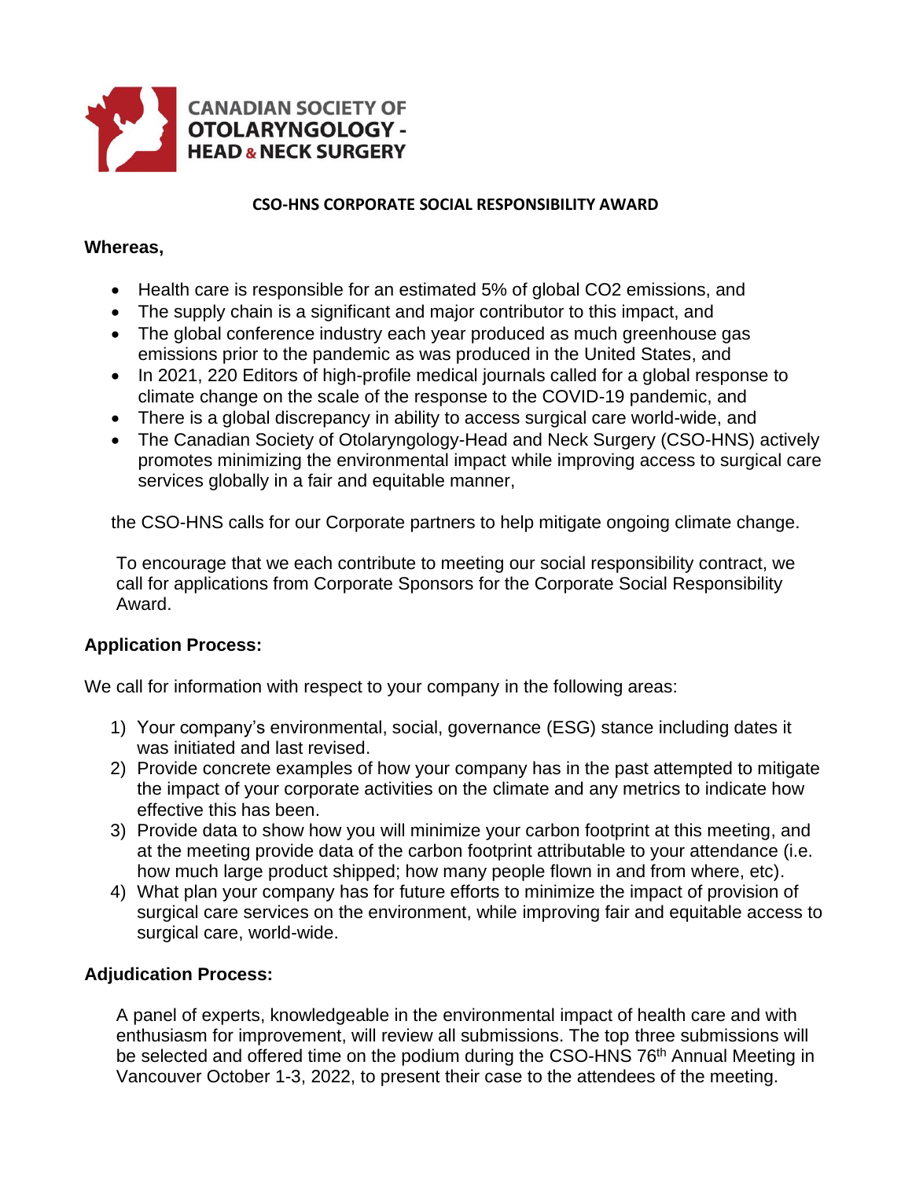CANADIAN SOCIETY OF
OTOLARYNGOLOGY -
HEAD & NECK SURGERY

## CSO-HNS CORPORATE SOCIAL RESPONSIBILITY AWARD

**Whereas,**

- Health care is responsible for an estimated 5% of global CO2 emissions, and
- The supply chain is a significant and major contributor to this impact, and
- The global conference industry each year produced as much greenhouse gas emissions prior to the pandemic as was produced in the United States, and
- In 2021, 220 Editors of high-profile medical journals called for a global response to climate change on the scale of the response to the COVID-19 pandemic, and
- There is a global discrepancy in ability to access surgical care world-wide, and
- The Canadian Society of Otolaryngology-Head and Neck Surgery (CSO-HNS) actively promotes minimizing the environmental impact while improving access to surgical care services globally in a fair and equitable manner,

the CSO-HNS calls for our Corporate partners to help mitigate ongoing climate change.

To encourage that we each contribute to meeting our social responsibility contract, we call for applications from Corporate Sponsors for the Corporate Social Responsibility Award.

### Application Process:

We call for information with respect to your company in the following areas:

1) Your company's environmental, social, governance (ESG) stance including dates it was initiated and last revised.
2) Provide concrete examples of how your company has in the past attempted to mitigate the impact of your corporate activities on the climate and any metrics to indicate how effective this has been.
3) Provide data to show how you will minimize your carbon footprint at this meeting, and at the meeting provide data of the carbon footprint attributable to your attendance (i.e. how much large product shipped; how many people flown in and from where, etc).
4) What plan your company has for future efforts to minimize the impact of provision of surgical care services on the environment, while improving fair and equitable access to surgical care, world-wide.

### Adjudication Process:

A panel of experts, knowledgeable in the environmental impact of health care and with enthusiasm for improvement, will review all submissions. The top three submissions will be selected and offered time on the podium during the CSO-HNS 76th Annual Meeting in Vancouver October 1-3, 2022, to present their case to the attendees of the meeting.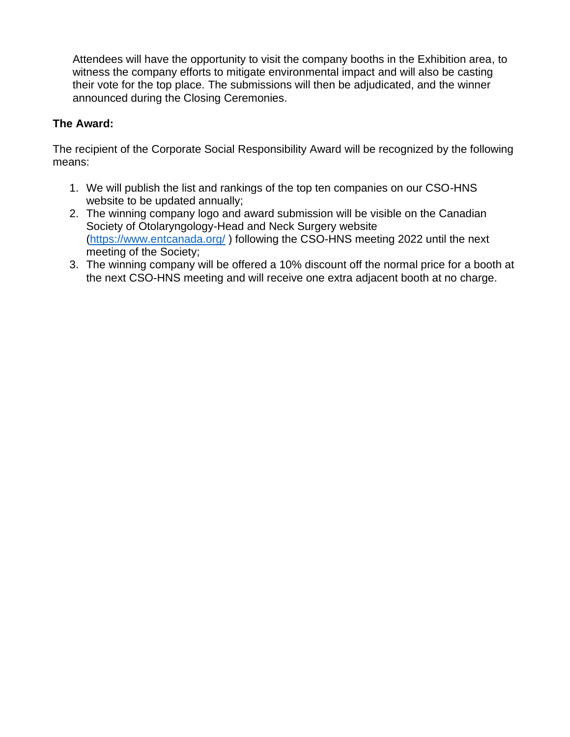Attendees will have the opportunity to visit the company booths in the Exhibition area, to witness the company efforts to mitigate environmental impact and will also be casting their vote for the top place. The submissions will then be adjudicated, and the winner announced during the Closing Ceremonies.

**The Award:**

The recipient of the Corporate Social Responsibility Award will be recognized by the following means:

1. We will publish the list and rankings of the top ten companies on our CSO-HNS website to be updated annually;
2. The winning company logo and award submission will be visible on the Canadian Society of Otolaryngology-Head and Neck Surgery website (https://www.entcanada.org/ ) following the CSO-HNS meeting 2022 until the next meeting of the Society;
3. The winning company will be offered a 10% discount off the normal price for a booth at the next CSO-HNS meeting and will receive one extra adjacent booth at no charge.